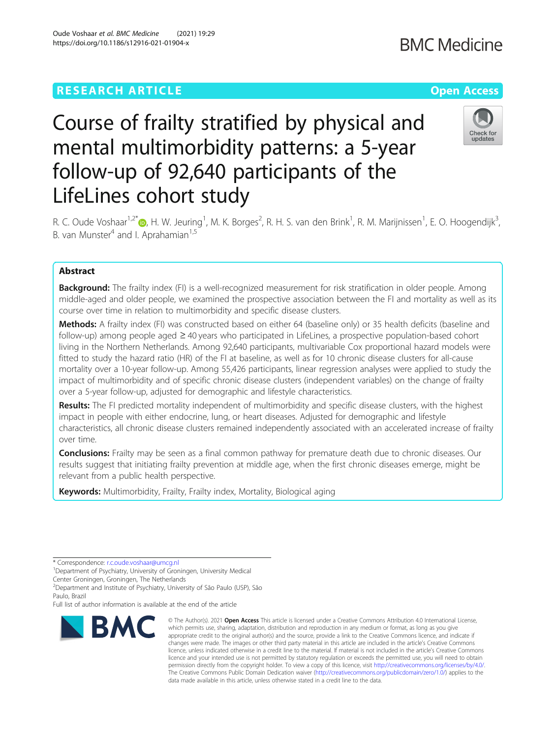RESEARCH ARTICLE

Open Access

# Course of frailty stratified by physical and mental multimorbidity patterns: a 5-year follow-up of 92,640 participants of the LifeLines cohort study

R. C. Oude Voshaar[1,2*], H. W. Jeuring[1], M. K. Borges[2], R. H. S. van den Brink[1], R. M. Marijnissen[1], E. O. Hoogendijk[3], B. van Munster[4] and I. Aprahamian[1,5]

## Abstract

**Background:** The frailty index (FI) is a well-recognized measurement for risk stratification in older people. Among middle-aged and older people, we examined the prospective association between the FI and mortality as well as its course over time in relation to multimorbidity and specific disease clusters.

**Methods:** A frailty index (FI) was constructed based on either 64 (baseline only) or 35 health deficits (baseline and follow-up) among people aged ≥ 40 years who participated in LifeLines, a prospective population-based cohort living in the Northern Netherlands. Among 92,640 participants, multivariable Cox proportional hazard models were fitted to study the hazard ratio (HR) of the FI at baseline, as well as for 10 chronic disease clusters for all-cause mortality over a 10-year follow-up. Among 55,426 participants, linear regression analyses were applied to study the impact of multimorbidity and of specific chronic disease clusters (independent variables) on the change of frailty over a 5-year follow-up, adjusted for demographic and lifestyle characteristics.

**Results:** The FI predicted mortality independent of multimorbidity and specific disease clusters, with the highest impact in people with either endocrine, lung, or heart diseases. Adjusted for demographic and lifestyle characteristics, all chronic disease clusters remained independently associated with an accelerated increase of frailty over time.

**Conclusions:** Frailty may be seen as a final common pathway for premature death due to chronic diseases. Our results suggest that initiating frailty prevention at middle age, when the first chronic diseases emerge, might be relevant from a public health perspective.

**Keywords:** Multimorbidity, Frailty, Frailty index, Mortality, Biological aging

---

\* Correspondence: r.c.oude.voshaar@umcg.nl

[1]Department of Psychiatry, University of Groningen, University Medical Center Groningen, Groningen, The Netherlands

[2]Department and Institute of Psychiatry, University of São Paulo (USP), São Paulo, Brazil

Full list of author information is available at the end of the article

© The Author(s). 2021 **Open Access** This article is licensed under a Creative Commons Attribution 4.0 International License, which permits use, sharing, adaptation, distribution and reproduction in any medium or format, as long as you give appropriate credit to the original author(s) and the source, provide a link to the Creative Commons licence, and indicate if changes were made. The images or other third party material in this article are included in the article's Creative Commons licence, unless indicated otherwise in a credit line to the material. If material is not included in the article's Creative Commons licence and your intended use is not permitted by statutory regulation or exceeds the permitted use, you will need to obtain permission directly from the copyright holder. To view a copy of this licence, visit http://creativecommons.org/licenses/by/4.0/. The Creative Commons Public Domain Dedication waiver (http://creativecommons.org/publicdomain/zero/1.0/) applies to the data made available in this article, unless otherwise stated in a credit line to the data.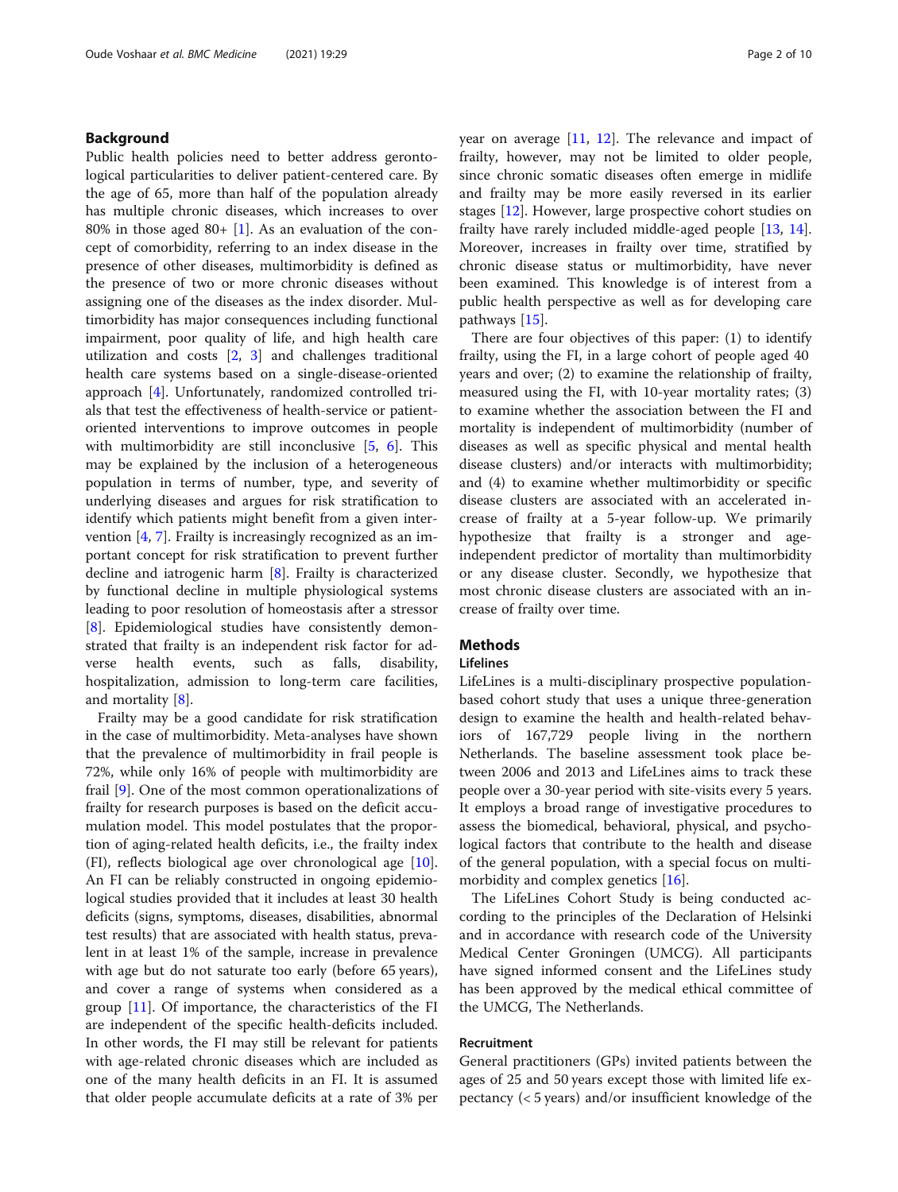## Background

Public health policies need to better address gerontological particularities to deliver patient-centered care. By the age of 65, more than half of the population already has multiple chronic diseases, which increases to over 80% in those aged 80+ [1]. As an evaluation of the concept of comorbidity, referring to an index disease in the presence of other diseases, multimorbidity is defined as the presence of two or more chronic diseases without assigning one of the diseases as the index disorder. Multimorbidity has major consequences including functional impairment, poor quality of life, and high health care utilization and costs [2, 3] and challenges traditional health care systems based on a single-disease-oriented approach [4]. Unfortunately, randomized controlled trials that test the effectiveness of health-service or patient-oriented interventions to improve outcomes in people with multimorbidity are still inconclusive [5, 6]. This may be explained by the inclusion of a heterogeneous population in terms of number, type, and severity of underlying diseases and argues for risk stratification to identify which patients might benefit from a given intervention [4, 7]. Frailty is increasingly recognized as an important concept for risk stratification to prevent further decline and iatrogenic harm [8]. Frailty is characterized by functional decline in multiple physiological systems leading to poor resolution of homeostasis after a stressor [8]. Epidemiological studies have consistently demonstrated that frailty is an independent risk factor for adverse health events, such as falls, disability, hospitalization, admission to long-term care facilities, and mortality [8].

Frailty may be a good candidate for risk stratification in the case of multimorbidity. Meta-analyses have shown that the prevalence of multimorbidity in frail people is 72%, while only 16% of people with multimorbidity are frail [9]. One of the most common operationalizations of frailty for research purposes is based on the deficit accumulation model. This model postulates that the proportion of aging-related health deficits, i.e., the frailty index (FI), reflects biological age over chronological age [10]. An FI can be reliably constructed in ongoing epidemiological studies provided that it includes at least 30 health deficits (signs, symptoms, diseases, disabilities, abnormal test results) that are associated with health status, prevalent in at least 1% of the sample, increase in prevalence with age but do not saturate too early (before 65 years), and cover a range of systems when considered as a group [11]. Of importance, the characteristics of the FI are independent of the specific health-deficits included. In other words, the FI may still be relevant for patients with age-related chronic diseases which are included as one of the many health deficits in an FI. It is assumed that older people accumulate deficits at a rate of 3% per year on average [11, 12]. The relevance and impact of frailty, however, may not be limited to older people, since chronic somatic diseases often emerge in midlife and frailty may be more easily reversed in its earlier stages [12]. However, large prospective cohort studies on frailty have rarely included middle-aged people [13, 14]. Moreover, increases in frailty over time, stratified by chronic disease status or multimorbidity, have never been examined. This knowledge is of interest from a public health perspective as well as for developing care pathways [15].

There are four objectives of this paper: (1) to identify frailty, using the FI, in a large cohort of people aged 40 years and over; (2) to examine the relationship of frailty, measured using the FI, with 10-year mortality rates; (3) to examine whether the association between the FI and mortality is independent of multimorbidity (number of diseases as well as specific physical and mental health disease clusters) and/or interacts with multimorbidity; and (4) to examine whether multimorbidity or specific disease clusters are associated with an accelerated increase of frailty at a 5-year follow-up. We primarily hypothesize that frailty is a stronger and age-independent predictor of mortality than multimorbidity or any disease cluster. Secondly, we hypothesize that most chronic disease clusters are associated with an increase of frailty over time.

## Methods

### Lifelines

LifeLines is a multi-disciplinary prospective population-based cohort study that uses a unique three-generation design to examine the health and health-related behaviors of 167,729 people living in the northern Netherlands. The baseline assessment took place between 2006 and 2013 and LifeLines aims to track these people over a 30-year period with site-visits every 5 years. It employs a broad range of investigative procedures to assess the biomedical, behavioral, physical, and psychological factors that contribute to the health and disease of the general population, with a special focus on multimorbidity and complex genetics [16].

The LifeLines Cohort Study is being conducted according to the principles of the Declaration of Helsinki and in accordance with research code of the University Medical Center Groningen (UMCG). All participants have signed informed consent and the LifeLines study has been approved by the medical ethical committee of the UMCG, The Netherlands.

### Recruitment

General practitioners (GPs) invited patients between the ages of 25 and 50 years except those with limited life expectancy (< 5 years) and/or insufficient knowledge of the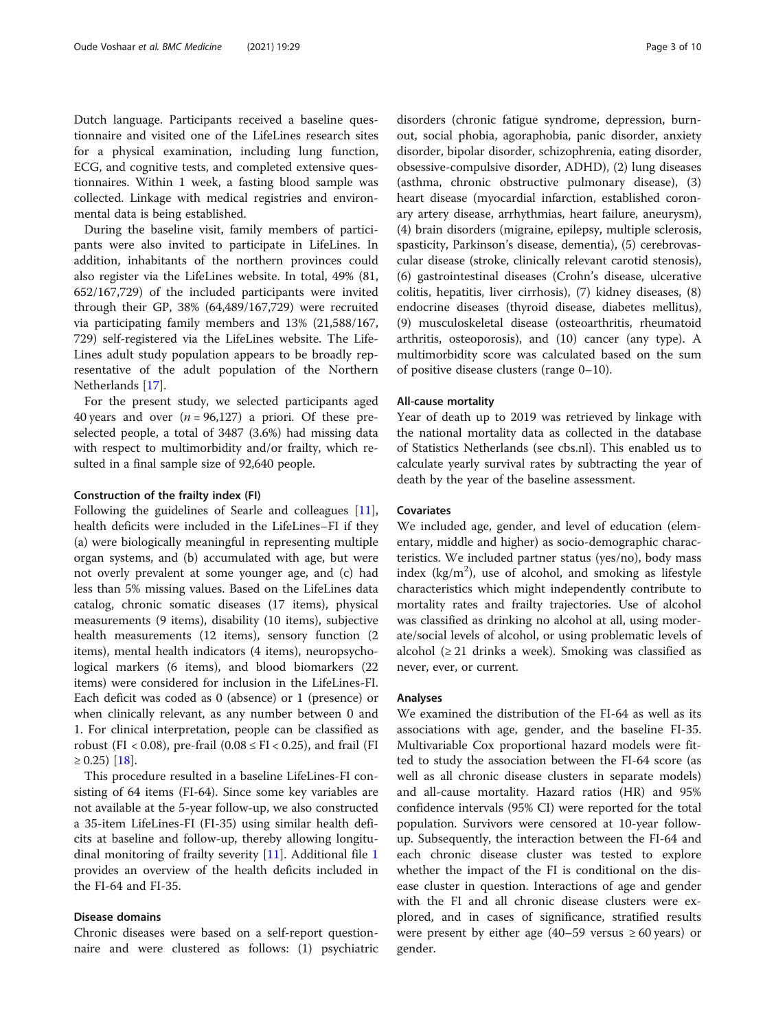Dutch language. Participants received a baseline questionnaire and visited one of the LifeLines research sites for a physical examination, including lung function, ECG, and cognitive tests, and completed extensive questionnaires. Within 1 week, a fasting blood sample was collected. Linkage with medical registries and environmental data is being established.

During the baseline visit, family members of participants were also invited to participate in LifeLines. In addition, inhabitants of the northern provinces could also register via the LifeLines website. In total, 49% (81,652/167,729) of the included participants were invited through their GP, 38% (64,489/167,729) were recruited via participating family members and 13% (21,588/167,729) self-registered via the LifeLines website. The LifeLines adult study population appears to be broadly representative of the adult population of the Northern Netherlands [17].

For the present study, we selected participants aged 40 years and over ($n = 96{,}127$) a priori. Of these preselected people, a total of 3487 (3.6%) had missing data with respect to multimorbidity and/or frailty, which resulted in a final sample size of 92,640 people.

### Construction of the frailty index (FI)

Following the guidelines of Searle and colleagues [11], health deficits were included in the LifeLines–FI if they (a) were biologically meaningful in representing multiple organ systems, and (b) accumulated with age, but were not overly prevalent at some younger age, and (c) had less than 5% missing values. Based on the LifeLines data catalog, chronic somatic diseases (17 items), physical measurements (9 items), disability (10 items), subjective health measurements (12 items), sensory function (2 items), mental health indicators (4 items), neuropsychological markers (6 items), and blood biomarkers (22 items) were considered for inclusion in the LifeLines-FI. Each deficit was coded as 0 (absence) or 1 (presence) or when clinically relevant, as any number between 0 and 1. For clinical interpretation, people can be classified as robust (FI < 0.08), pre-frail (0.08 ≤ FI < 0.25), and frail (FI ≥ 0.25) [18].

This procedure resulted in a baseline LifeLines-FI consisting of 64 items (FI-64). Since some key variables are not available at the 5-year follow-up, we also constructed a 35-item LifeLines-FI (FI-35) using similar health deficits at baseline and follow-up, thereby allowing longitudinal monitoring of frailty severity [11]. Additional file 1 provides an overview of the health deficits included in the FI-64 and FI-35.

### Disease domains

Chronic diseases were based on a self-report questionnaire and were clustered as follows: (1) psychiatric disorders (chronic fatigue syndrome, depression, burnout, social phobia, agoraphobia, panic disorder, anxiety disorder, bipolar disorder, schizophrenia, eating disorder, obsessive-compulsive disorder, ADHD), (2) lung diseases (asthma, chronic obstructive pulmonary disease), (3) heart disease (myocardial infarction, established coronary artery disease, arrhythmias, heart failure, aneurysm), (4) brain disorders (migraine, epilepsy, multiple sclerosis, spasticity, Parkinson's disease, dementia), (5) cerebrovascular disease (stroke, clinically relevant carotid stenosis), (6) gastrointestinal diseases (Crohn's disease, ulcerative colitis, hepatitis, liver cirrhosis), (7) kidney diseases, (8) endocrine diseases (thyroid disease, diabetes mellitus), (9) musculoskeletal disease (osteoarthritis, rheumatoid arthritis, osteoporosis), and (10) cancer (any type). A multimorbidity score was calculated based on the sum of positive disease clusters (range 0–10).

### All-cause mortality

Year of death up to 2019 was retrieved by linkage with the national mortality data as collected in the database of Statistics Netherlands (see cbs.nl). This enabled us to calculate yearly survival rates by subtracting the year of death by the year of the baseline assessment.

### Covariates

We included age, gender, and level of education (elementary, middle and higher) as socio-demographic characteristics. We included partner status (yes/no), body mass index (kg/m$^2$), use of alcohol, and smoking as lifestyle characteristics which might independently contribute to mortality rates and frailty trajectories. Use of alcohol was classified as drinking no alcohol at all, using moderate/social levels of alcohol, or using problematic levels of alcohol (≥ 21 drinks a week). Smoking was classified as never, ever, or current.

### Analyses

We examined the distribution of the FI-64 as well as its associations with age, gender, and the baseline FI-35. Multivariable Cox proportional hazard models were fitted to study the association between the FI-64 score (as well as all chronic disease clusters in separate models) and all-cause mortality. Hazard ratios (HR) and 95% confidence intervals (95% CI) were reported for the total population. Survivors were censored at 10-year follow-up. Subsequently, the interaction between the FI-64 and each chronic disease cluster was tested to explore whether the impact of the FI is conditional on the disease cluster in question. Interactions of age and gender with the FI and all chronic disease clusters were explored, and in cases of significance, stratified results were present by either age (40–59 versus ≥ 60 years) or gender.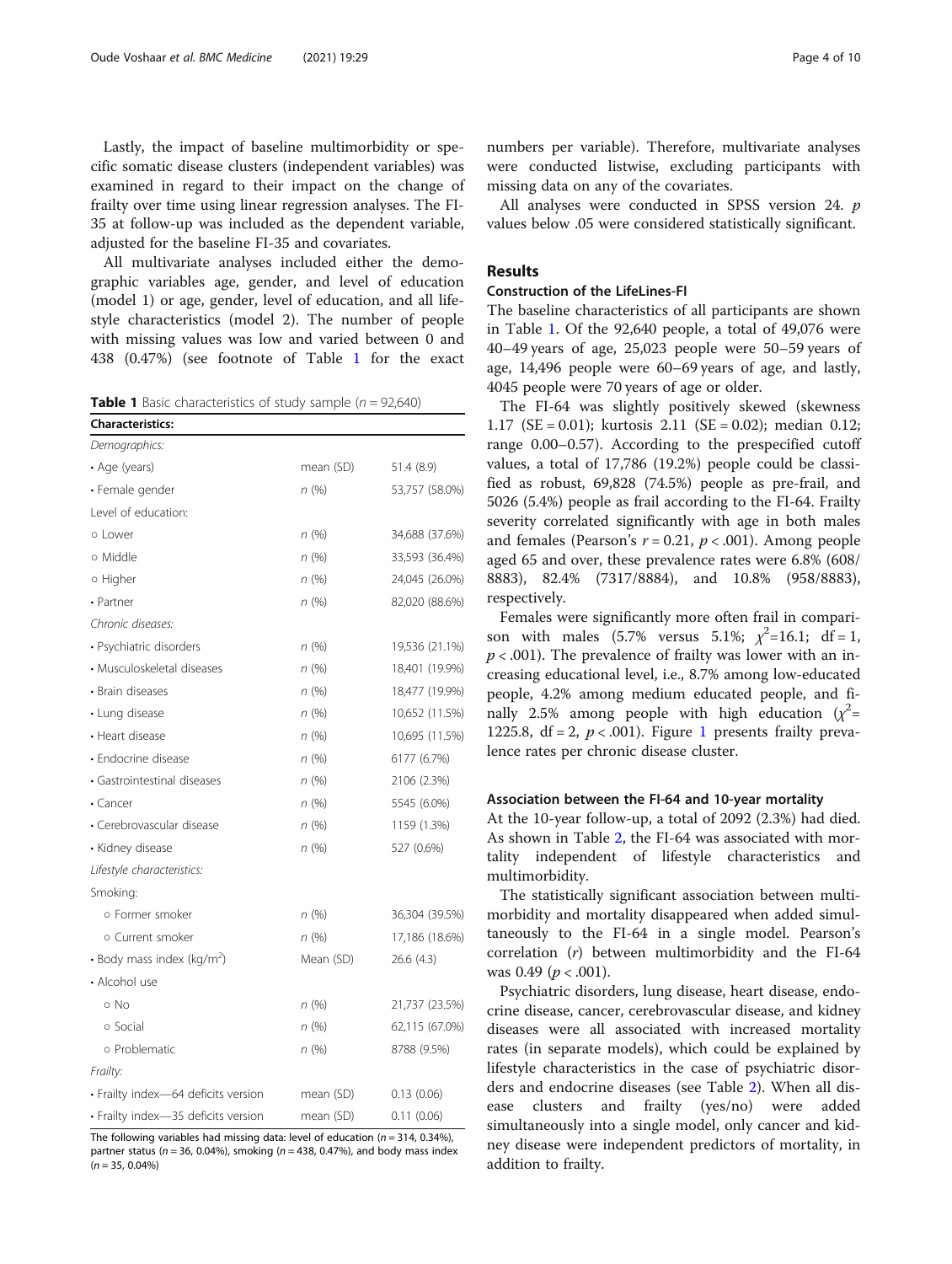Lastly, the impact of baseline multimorbidity or specific somatic disease clusters (independent variables) was examined in regard to their impact on the change of frailty over time using linear regression analyses. The FI-35 at follow-up was included as the dependent variable, adjusted for the baseline FI-35 and covariates.

All multivariate analyses included either the demographic variables age, gender, and level of education (model 1) or age, gender, level of education, and all lifestyle characteristics (model 2). The number of people with missing values was low and varied between 0 and 438 (0.47%) (see footnote of Table 1 for the exact numbers per variable). Therefore, multivariate analyses were conducted listwise, excluding participants with missing data on any of the covariates.

All analyses were conducted in SPSS version 24. *p* values below .05 were considered statistically significant.

**Table 1** Basic characteristics of study sample ($n = 92{,}640$)

| Characteristics: | | |
|---|---|---|
| *Demographics:* | | |
| • Age (years) | mean (SD) | 51.4 (8.9) |
| • Female gender | *n* (%) | 53,757 (58.0%) |
| Level of education: | | |
| ○ Lower | *n* (%) | 34,688 (37.6%) |
| ○ Middle | *n* (%) | 33,593 (36.4%) |
| ○ Higher | *n* (%) | 24,045 (26.0%) |
| • Partner | *n* (%) | 82,020 (88.6%) |
| *Chronic diseases:* | | |
| • Psychiatric disorders | *n* (%) | 19,536 (21.1%) |
| • Musculoskeletal diseases | *n* (%) | 18,401 (19.9%) |
| • Brain diseases | *n* (%) | 18,477 (19.9%) |
| • Lung disease | *n* (%) | 10,652 (11.5%) |
| • Heart disease | *n* (%) | 10,695 (11.5%) |
| • Endocrine disease | *n* (%) | 6177 (6.7%) |
| • Gastrointestinal diseases | *n* (%) | 2106 (2.3%) |
| • Cancer | *n* (%) | 5545 (6.0%) |
| • Cerebrovascular disease | *n* (%) | 1159 (1.3%) |
| • Kidney disease | *n* (%) | 527 (0.6%) |
| *Lifestyle characteristics:* | | |
| Smoking: | | |
| ○ Former smoker | *n* (%) | 36,304 (39.5%) |
| ○ Current smoker | *n* (%) | 17,186 (18.6%) |
| • Body mass index (kg/m$^2$) | Mean (SD) | 26.6 (4.3) |
| • Alcohol use | | |
| ○ No | *n* (%) | 21,737 (23.5%) |
| ○ Social | *n* (%) | 62,115 (67.0%) |
| ○ Problematic | *n* (%) | 8788 (9.5%) |
| *Frailty:* | | |
| • Frailty index—64 deficits version | mean (SD) | 0.13 (0.06) |
| • Frailty index—35 deficits version | mean (SD) | 0.11 (0.06) |

The following variables had missing data: level of education ($n = 314$, 0.34%), partner status ($n = 36$, 0.04%), smoking ($n = 438$, 0.47%), and body mass index ($n = 35$, 0.04%)

## Results

### Construction of the LifeLines-FI

The baseline characteristics of all participants are shown in Table 1. Of the 92,640 people, a total of 49,076 were 40–49 years of age, 25,023 people were 50–59 years of age, 14,496 people were 60–69 years of age, and lastly, 4045 people were 70 years of age or older.

The FI-64 was slightly positively skewed (skewness 1.17 (SE = 0.01); kurtosis 2.11 (SE = 0.02); median 0.12; range 0.00–0.57). According to the prespecified cutoff values, a total of 17,786 (19.2%) people could be classified as robust, 69,828 (74.5%) people as pre-frail, and 5026 (5.4%) people as frail according to the FI-64. Frailty severity correlated significantly with age in both males and females (Pearson's $r = 0.21$, $p < .001$). Among people aged 65 and over, these prevalence rates were 6.8% (608/8883), 82.4% (7317/8884), and 10.8% (958/8883), respectively.

Females were significantly more often frail in comparison with males (5.7% versus 5.1%; $\chi^2 = 16.1$; df = 1, $p < .001$). The prevalence of frailty was lower with an increasing educational level, i.e., 8.7% among low-educated people, 4.2% among medium educated people, and finally 2.5% among people with high education ($\chi^2 = 1225.8$, df = 2, $p < .001$). Figure 1 presents frailty prevalence rates per chronic disease cluster.

### Association between the FI-64 and 10-year mortality

At the 10-year follow-up, a total of 2092 (2.3%) had died. As shown in Table 2, the FI-64 was associated with mortality independent of lifestyle characteristics and multimorbidity.

The statistically significant association between multimorbidity and mortality disappeared when added simultaneously to the FI-64 in a single model. Pearson's correlation ($r$) between multimorbidity and the FI-64 was 0.49 ($p < .001$).

Psychiatric disorders, lung disease, heart disease, endocrine disease, cancer, cerebrovascular disease, and kidney diseases were all associated with increased mortality rates (in separate models), which could be explained by lifestyle characteristics in the case of psychiatric disorders and endocrine diseases (see Table 2). When all disease clusters and frailty (yes/no) were added simultaneously into a single model, only cancer and kidney disease were independent predictors of mortality, in addition to frailty.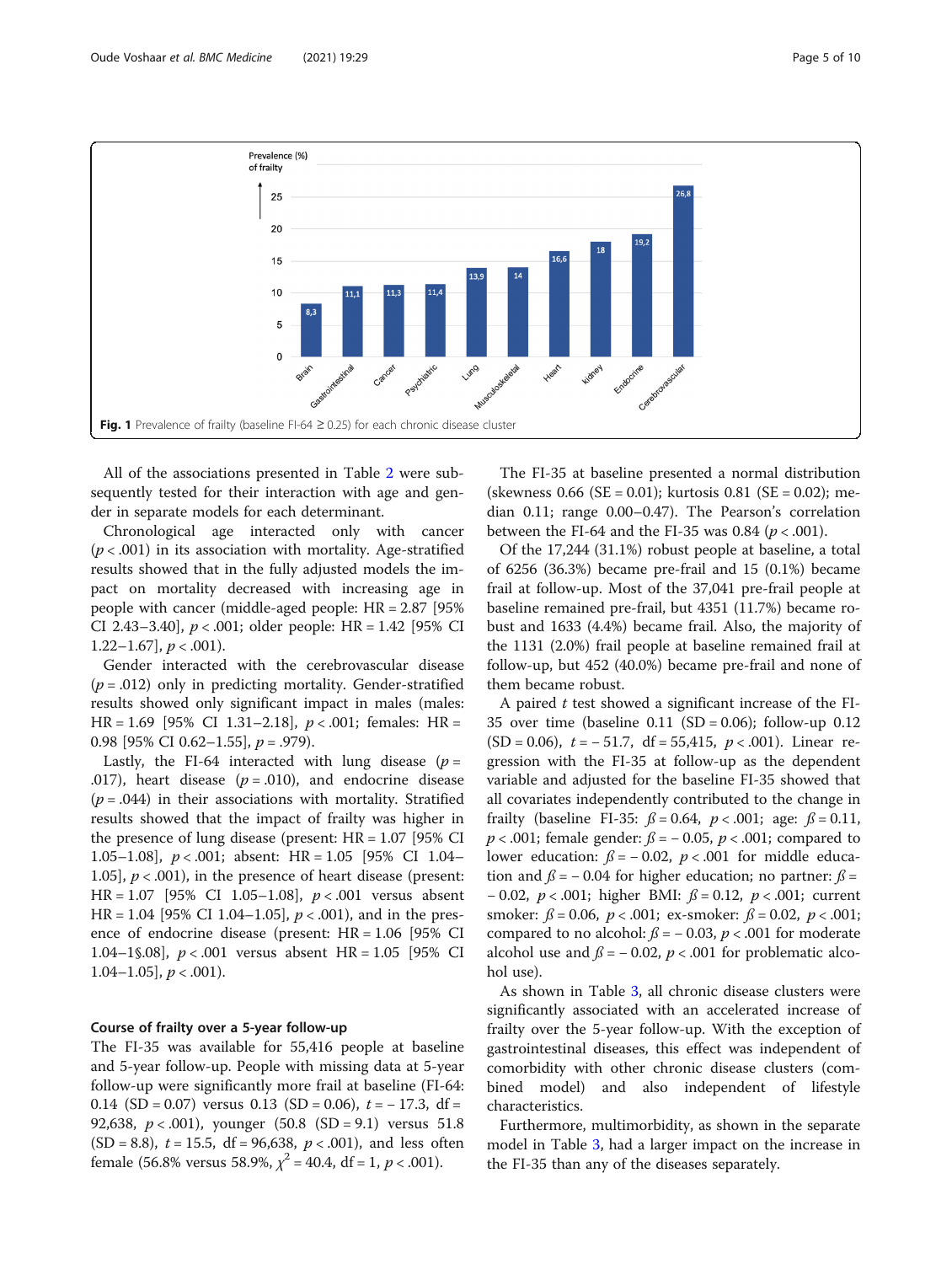Fig. 1 Prevalence of frailty (baseline FI-64 ≥ 0.25) for each chronic disease cluster

All of the associations presented in Table 2 were subsequently tested for their interaction with age and gender in separate models for each determinant.

Chronological age interacted only with cancer ($p < .001$) in its association with mortality. Age-stratified results showed that in the fully adjusted models the impact on mortality decreased with increasing age in people with cancer (middle-aged people: HR = 2.87 [95% CI 2.43–3.40], $p < .001$; older people: HR = 1.42 [95% CI 1.22–1.67], $p < .001$).

Gender interacted with the cerebrovascular disease ($p = .012$) only in predicting mortality. Gender-stratified results showed only significant impact in males (males: HR = 1.69 [95% CI 1.31–2.18], $p < .001$; females: HR = 0.98 [95% CI 0.62–1.55], $p = .979$).

Lastly, the FI-64 interacted with lung disease ($p = .017$), heart disease ($p = .010$), and endocrine disease ($p = .044$) in their associations with mortality. Stratified results showed that the impact of frailty was higher in the presence of lung disease (present: HR = 1.07 [95% CI 1.05–1.08], $p < .001$; absent: HR = 1.05 [95% CI 1.04–1.05], $p < .001$), in the presence of heart disease (present: HR = 1.07 [95% CI 1.05–1.08], $p < .001$ versus absent HR = 1.04 [95% CI 1.04–1.05], $p < .001$), and in the presence of endocrine disease (present: HR = 1.06 [95% CI 1.04–1§.08], $p < .001$ versus absent HR = 1.05 [95% CI 1.04–1.05], $p < .001$).

### Course of frailty over a 5-year follow-up

The FI-35 was available for 55,416 people at baseline and 5-year follow-up. People with missing data at 5-year follow-up were significantly more frail at baseline (FI-64: 0.14 (SD = 0.07) versus 0.13 (SD = 0.06), $t = -17.3$, df = 92,638, $p < .001$), younger (50.8 (SD = 9.1) versus 51.8 (SD = 8.8), $t = 15.5$, df = 96,638, $p < .001$), and less often female (56.8% versus 58.9%, $\chi^2 = 40.4$, df = 1, $p < .001$).

The FI-35 at baseline presented a normal distribution (skewness 0.66 (SE = 0.01); kurtosis 0.81 (SE = 0.02); median 0.11; range 0.00–0.47). The Pearson's correlation between the FI-64 and the FI-35 was 0.84 ($p < .001$).

Of the 17,244 (31.1%) robust people at baseline, a total of 6256 (36.3%) became pre-frail and 15 (0.1%) became frail at follow-up. Most of the 37,041 pre-frail people at baseline remained pre-frail, but 4351 (11.7%) became robust and 1633 (4.4%) became frail. Also, the majority of the 1131 (2.0%) frail people at baseline remained frail at follow-up, but 452 (40.0%) became pre-frail and none of them became robust.

A paired $t$ test showed a significant increase of the FI-35 over time (baseline 0.11 (SD = 0.06); follow-up 0.12 (SD = 0.06), $t = -51.7$, df = 55,415, $p < .001$). Linear regression with the FI-35 at follow-up as the dependent variable and adjusted for the baseline FI-35 showed that all covariates independently contributed to the change in frailty (baseline FI-35: $\beta = 0.64$, $p < .001$; age: $\beta = 0.11$, $p < .001$; female gender: $\beta = -0.05$, $p < .001$; compared to lower education: $\beta = -0.02$, $p < .001$ for middle education and $\beta = -0.04$ for higher education; no partner: $\beta = -0.02$, $p < .001$; higher BMI: $\beta = 0.12$, $p < .001$; current smoker: $\beta = 0.06$, $p < .001$; ex-smoker: $\beta = 0.02$, $p < .001$; compared to no alcohol: $\beta = -0.03$, $p < .001$ for moderate alcohol use and $\beta = -0.02$, $p < .001$ for problematic alcohol use).

As shown in Table 3, all chronic disease clusters were significantly associated with an accelerated increase of frailty over the 5-year follow-up. With the exception of gastrointestinal diseases, this effect was independent of comorbidity with other chronic disease clusters (combined model) and also independent of lifestyle characteristics.

Furthermore, multimorbidity, as shown in the separate model in Table 3, had a larger impact on the increase in the FI-35 than any of the diseases separately.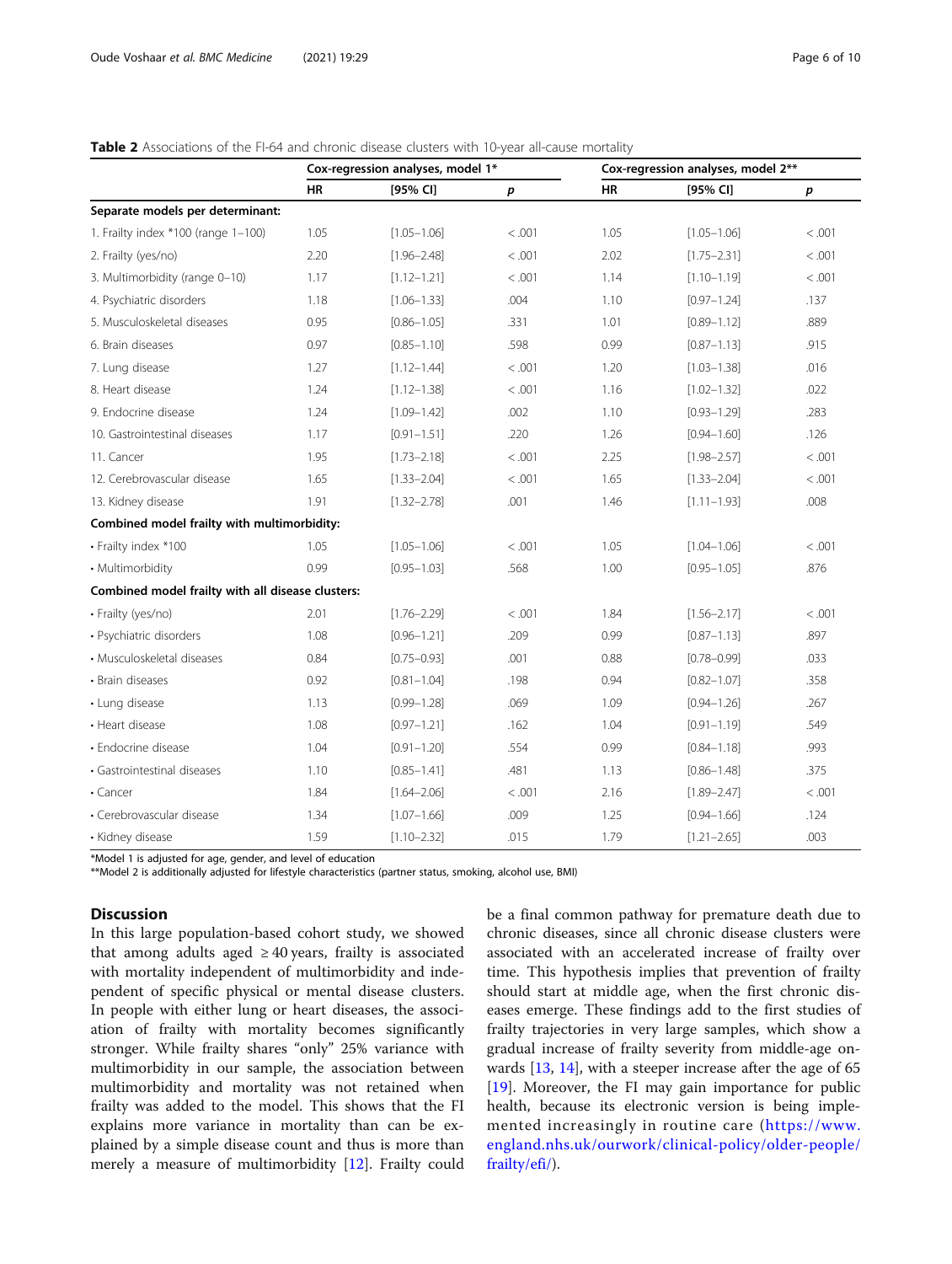**Table 2** Associations of the FI-64 and chronic disease clusters with 10-year all-cause mortality

| | Cox-regression analyses, model 1* | | | Cox-regression analyses, model 2** | | |
|---|---|---|---|---|---|---|
| | HR | [95% CI] | *p* | HR | [95% CI] | *p* |
| **Separate models per determinant:** | | | | | | |
| 1. Frailty index *100 (range 1–100) | 1.05 | [1.05–1.06] | < .001 | 1.05 | [1.05–1.06] | < .001 |
| 2. Frailty (yes/no) | 2.20 | [1.96–2.48] | < .001 | 2.02 | [1.75–2.31] | < .001 |
| 3. Multimorbidity (range 0–10) | 1.17 | [1.12–1.21] | < .001 | 1.14 | [1.10–1.19] | < .001 |
| 4. Psychiatric disorders | 1.18 | [1.06–1.33] | .004 | 1.10 | [0.97–1.24] | .137 |
| 5. Musculoskeletal diseases | 0.95 | [0.86–1.05] | .331 | 1.01 | [0.89–1.12] | .889 |
| 6. Brain diseases | 0.97 | [0.85–1.10] | .598 | 0.99 | [0.87–1.13] | .915 |
| 7. Lung disease | 1.27 | [1.12–1.44] | < .001 | 1.20 | [1.03–1.38] | .016 |
| 8. Heart disease | 1.24 | [1.12–1.38] | < .001 | 1.16 | [1.02–1.32] | .022 |
| 9. Endocrine disease | 1.24 | [1.09–1.42] | .002 | 1.10 | [0.93–1.29] | .283 |
| 10. Gastrointestinal diseases | 1.17 | [0.91–1.51] | .220 | 1.26 | [0.94–1.60] | .126 |
| 11. Cancer | 1.95 | [1.73–2.18] | < .001 | 2.25 | [1.98–2.57] | < .001 |
| 12. Cerebrovascular disease | 1.65 | [1.33–2.04] | < .001 | 1.65 | [1.33–2.04] | < .001 |
| 13. Kidney disease | 1.91 | [1.32–2.78] | .001 | 1.46 | [1.11–1.93] | .008 |
| **Combined model frailty with multimorbidity:** | | | | | | |
| • Frailty index *100 | 1.05 | [1.05–1.06] | < .001 | 1.05 | [1.04–1.06] | < .001 |
| • Multimorbidity | 0.99 | [0.95–1.03] | .568 | 1.00 | [0.95–1.05] | .876 |
| **Combined model frailty with all disease clusters:** | | | | | | |
| • Frailty (yes/no) | 2.01 | [1.76–2.29] | < .001 | 1.84 | [1.56–2.17] | < .001 |
| • Psychiatric disorders | 1.08 | [0.96–1.21] | .209 | 0.99 | [0.87–1.13] | .897 |
| • Musculoskeletal diseases | 0.84 | [0.75–0.93] | .001 | 0.88 | [0.78–0.99] | .033 |
| • Brain diseases | 0.92 | [0.81–1.04] | .198 | 0.94 | [0.82–1.07] | .358 |
| • Lung disease | 1.13 | [0.99–1.28] | .069 | 1.09 | [0.94–1.26] | .267 |
| • Heart disease | 1.08 | [0.97–1.21] | .162 | 1.04 | [0.91–1.19] | .549 |
| • Endocrine disease | 1.04 | [0.91–1.20] | .554 | 0.99 | [0.84–1.18] | .993 |
| • Gastrointestinal diseases | 1.10 | [0.85–1.41] | .481 | 1.13 | [0.86–1.48] | .375 |
| • Cancer | 1.84 | [1.64–2.06] | < .001 | 2.16 | [1.89–2.47] | < .001 |
| • Cerebrovascular disease | 1.34 | [1.07–1.66] | .009 | 1.25 | [0.94–1.66] | .124 |
| • Kidney disease | 1.59 | [1.10–2.32] | .015 | 1.79 | [1.21–2.65] | .003 |

*Model 1 is adjusted for age, gender, and level of education
**Model 2 is additionally adjusted for lifestyle characteristics (partner status, smoking, alcohol use, BMI)

## Discussion

In this large population-based cohort study, we showed that among adults aged ≥ 40 years, frailty is associated with mortality independent of multimorbidity and independent of specific physical or mental disease clusters. In people with either lung or heart diseases, the association of frailty with mortality becomes significantly stronger. While frailty shares "only" 25% variance with multimorbidity in our sample, the association between multimorbidity and mortality was not retained when frailty was added to the model. This shows that the FI explains more variance in mortality than can be explained by a simple disease count and thus is more than merely a measure of multimorbidity [12]. Frailty could be a final common pathway for premature death due to chronic diseases, since all chronic disease clusters were associated with an accelerated increase of frailty over time. This hypothesis implies that prevention of frailty should start at middle age, when the first chronic diseases emerge. These findings add to the first studies of frailty trajectories in very large samples, which show a gradual increase of frailty severity from middle-age onwards [13, 14], with a steeper increase after the age of 65 [19]. Moreover, the FI may gain importance for public health, because its electronic version is being implemented increasingly in routine care (https://www.england.nhs.uk/ourwork/clinical-policy/older-people/frailty/efi/).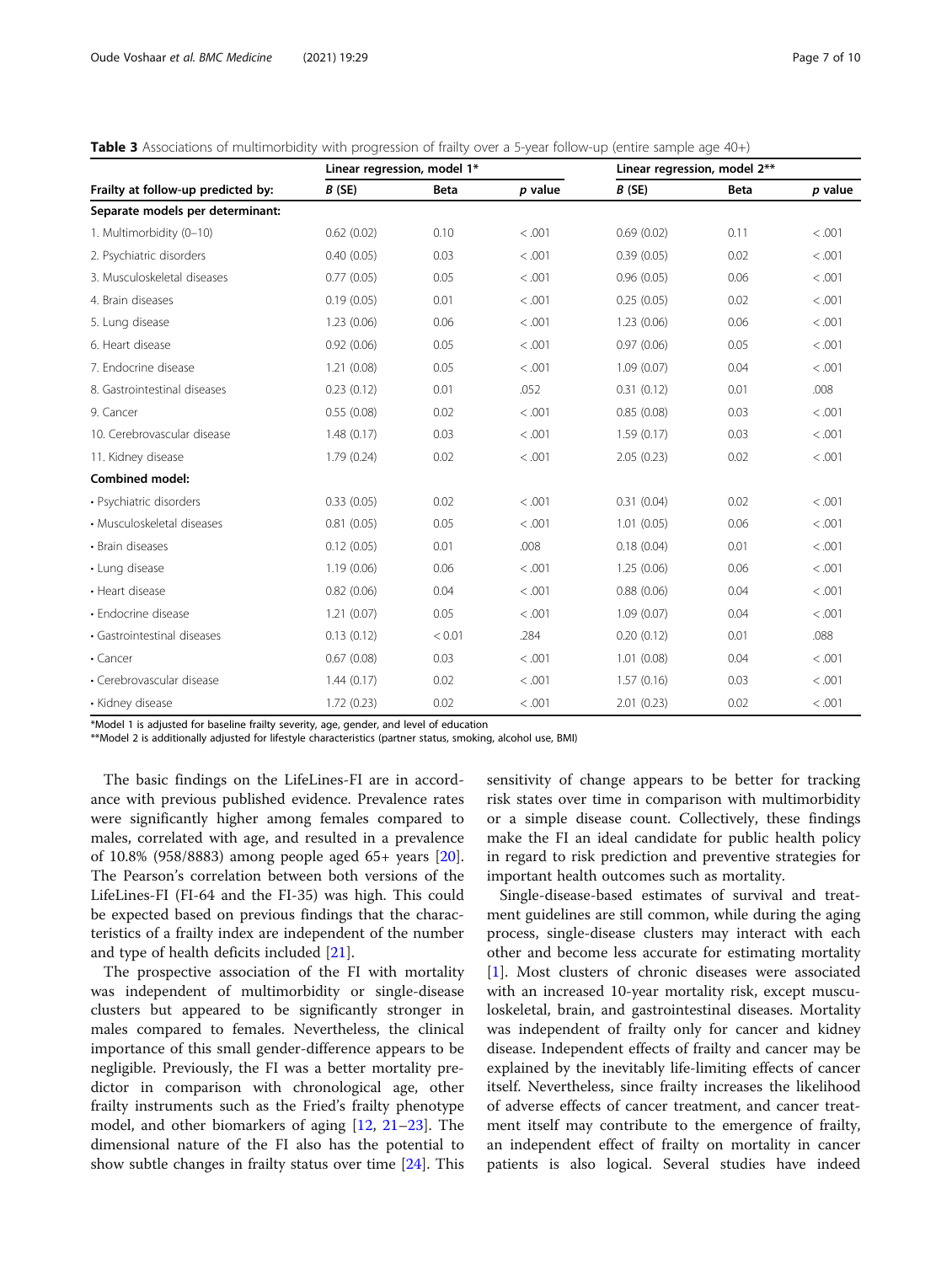**Table 3** Associations of multimorbidity with progression of frailty over a 5-year follow-up (entire sample age 40+)

| Frailty at follow-up predicted by: | Linear regression, model 1* | | | Linear regression, model 2** | | |
|---|---|---|---|---|---|---|
| | *B* (SE) | Beta | *p* value | *B* (SE) | Beta | *p* value |
| **Separate models per determinant:** | | | | | | |
| 1. Multimorbidity (0–10) | 0.62 (0.02) | 0.10 | < .001 | 0.69 (0.02) | 0.11 | < .001 |
| 2. Psychiatric disorders | 0.40 (0.05) | 0.03 | < .001 | 0.39 (0.05) | 0.02 | < .001 |
| 3. Musculoskeletal diseases | 0.77 (0.05) | 0.05 | < .001 | 0.96 (0.05) | 0.06 | < .001 |
| 4. Brain diseases | 0.19 (0.05) | 0.01 | < .001 | 0.25 (0.05) | 0.02 | < .001 |
| 5. Lung disease | 1.23 (0.06) | 0.06 | < .001 | 1.23 (0.06) | 0.06 | < .001 |
| 6. Heart disease | 0.92 (0.06) | 0.05 | < .001 | 0.97 (0.06) | 0.05 | < .001 |
| 7. Endocrine disease | 1.21 (0.08) | 0.05 | < .001 | 1.09 (0.07) | 0.04 | < .001 |
| 8. Gastrointestinal diseases | 0.23 (0.12) | 0.01 | .052 | 0.31 (0.12) | 0.01 | .008 |
| 9. Cancer | 0.55 (0.08) | 0.02 | < .001 | 0.85 (0.08) | 0.03 | < .001 |
| 10. Cerebrovascular disease | 1.48 (0.17) | 0.03 | < .001 | 1.59 (0.17) | 0.03 | < .001 |
| 11. Kidney disease | 1.79 (0.24) | 0.02 | < .001 | 2.05 (0.23) | 0.02 | < .001 |
| **Combined model:** | | | | | | |
| • Psychiatric disorders | 0.33 (0.05) | 0.02 | < .001 | 0.31 (0.04) | 0.02 | < .001 |
| • Musculoskeletal diseases | 0.81 (0.05) | 0.05 | < .001 | 1.01 (0.05) | 0.06 | < .001 |
| • Brain diseases | 0.12 (0.05) | 0.01 | .008 | 0.18 (0.04) | 0.01 | < .001 |
| • Lung disease | 1.19 (0.06) | 0.06 | < .001 | 1.25 (0.06) | 0.06 | < .001 |
| • Heart disease | 0.82 (0.06) | 0.04 | < .001 | 0.88 (0.06) | 0.04 | < .001 |
| • Endocrine disease | 1.21 (0.07) | 0.05 | < .001 | 1.09 (0.07) | 0.04 | < .001 |
| • Gastrointestinal diseases | 0.13 (0.12) | < 0.01 | .284 | 0.20 (0.12) | 0.01 | .088 |
| • Cancer | 0.67 (0.08) | 0.03 | < .001 | 1.01 (0.08) | 0.04 | < .001 |
| • Cerebrovascular disease | 1.44 (0.17) | 0.02 | < .001 | 1.57 (0.16) | 0.03 | < .001 |
| • Kidney disease | 1.72 (0.23) | 0.02 | < .001 | 2.01 (0.23) | 0.02 | < .001 |

*Model 1 is adjusted for baseline frailty severity, age, gender, and level of education

**Model 2 is additionally adjusted for lifestyle characteristics (partner status, smoking, alcohol use, BMI)

The basic findings on the LifeLines-FI are in accordance with previous published evidence. Prevalence rates were significantly higher among females compared to males, correlated with age, and resulted in a prevalence of 10.8% (958/8883) among people aged 65+ years [20]. The Pearson's correlation between both versions of the LifeLines-FI (FI-64 and the FI-35) was high. This could be expected based on previous findings that the characteristics of a frailty index are independent of the number and type of health deficits included [21].

The prospective association of the FI with mortality was independent of multimorbidity or single-disease clusters but appeared to be significantly stronger in males compared to females. Nevertheless, the clinical importance of this small gender-difference appears to be negligible. Previously, the FI was a better mortality predictor in comparison with chronological age, other frailty instruments such as the Fried's frailty phenotype model, and other biomarkers of aging [12, 21–23]. The dimensional nature of the FI also has the potential to show subtle changes in frailty status over time [24]. This sensitivity of change appears to be better for tracking risk states over time in comparison with multimorbidity or a simple disease count. Collectively, these findings make the FI an ideal candidate for public health policy in regard to risk prediction and preventive strategies for important health outcomes such as mortality.

Single-disease-based estimates of survival and treatment guidelines are still common, while during the aging process, single-disease clusters may interact with each other and become less accurate for estimating mortality [1]. Most clusters of chronic diseases were associated with an increased 10-year mortality risk, except musculoskeletal, brain, and gastrointestinal diseases. Mortality was independent of frailty only for cancer and kidney disease. Independent effects of frailty and cancer may be explained by the inevitably life-limiting effects of cancer itself. Nevertheless, since frailty increases the likelihood of adverse effects of cancer treatment, and cancer treatment itself may contribute to the emergence of frailty, an independent effect of frailty on mortality in cancer patients is also logical. Several studies have indeed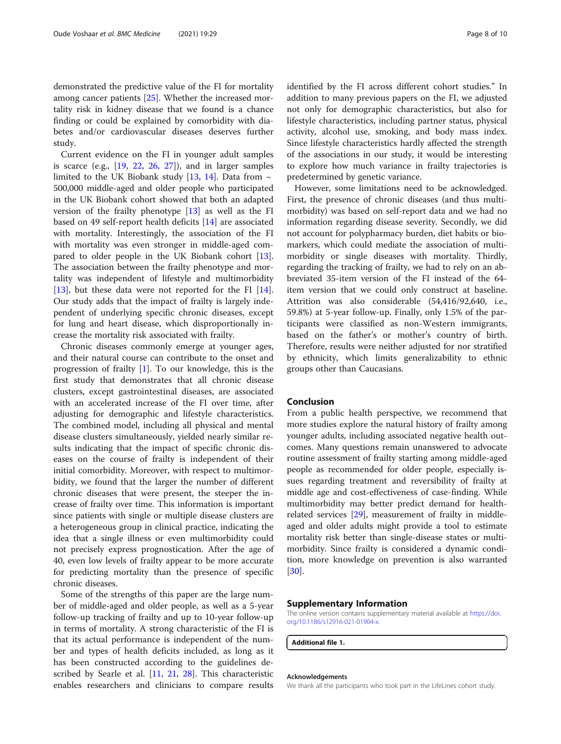demonstrated the predictive value of the FI for mortality among cancer patients [25]. Whether the increased mortality risk in kidney disease that we found is a chance finding or could be explained by comorbidity with diabetes and/or cardiovascular diseases deserves further study.

Current evidence on the FI in younger adult samples is scarce (e.g., [19, 22, 26, 27]), and in larger samples limited to the UK Biobank study [13, 14]. Data from ~ 500,000 middle-aged and older people who participated in the UK Biobank cohort showed that both an adapted version of the frailty phenotype [13] as well as the FI based on 49 self-report health deficits [14] are associated with mortality. Interestingly, the association of the FI with mortality was even stronger in middle-aged compared to older people in the UK Biobank cohort [13]. The association between the frailty phenotype and mortality was independent of lifestyle and multimorbidity [13], but these data were not reported for the FI [14]. Our study adds that the impact of frailty is largely independent of underlying specific chronic diseases, except for lung and heart disease, which disproportionally increase the mortality risk associated with frailty.

Chronic diseases commonly emerge at younger ages, and their natural course can contribute to the onset and progression of frailty [1]. To our knowledge, this is the first study that demonstrates that all chronic disease clusters, except gastrointestinal diseases, are associated with an accelerated increase of the FI over time, after adjusting for demographic and lifestyle characteristics. The combined model, including all physical and mental disease clusters simultaneously, yielded nearly similar results indicating that the impact of specific chronic diseases on the course of frailty is independent of their initial comorbidity. Moreover, with respect to multimorbidity, we found that the larger the number of different chronic diseases that were present, the steeper the increase of frailty over time. This information is important since patients with single or multiple disease clusters are a heterogeneous group in clinical practice, indicating the idea that a single illness or even multimorbidity could not precisely express prognostication. After the age of 40, even low levels of frailty appear to be more accurate for predicting mortality than the presence of specific chronic diseases.

Some of the strengths of this paper are the large number of middle-aged and older people, as well as a 5-year follow-up tracking of frailty and up to 10-year follow-up in terms of mortality. A strong characteristic of the FI is that its actual performance is independent of the number and types of health deficits included, as long as it has been constructed according to the guidelines described by Searle et al. [11, 21, 28]. This characteristic enables researchers and clinicians to compare results identified by the FI across different cohort studies." In addition to many previous papers on the FI, we adjusted not only for demographic characteristics, but also for lifestyle characteristics, including partner status, physical activity, alcohol use, smoking, and body mass index. Since lifestyle characteristics hardly affected the strength of the associations in our study, it would be interesting to explore how much variance in frailty trajectories is predetermined by genetic variance.

However, some limitations need to be acknowledged. First, the presence of chronic diseases (and thus multimorbidity) was based on self-report data and we had no information regarding disease severity. Secondly, we did not account for polypharmacy burden, diet habits or biomarkers, which could mediate the association of multimorbidity or single diseases with mortality. Thirdly, regarding the tracking of frailty, we had to rely on an abbreviated 35-item version of the FI instead of the 64-item version that we could only construct at baseline. Attrition was also considerable (54,416/92,640, i.e., 59.8%) at 5-year follow-up. Finally, only 1.5% of the participants were classified as non-Western immigrants, based on the father's or mother's country of birth. Therefore, results were neither adjusted for nor stratified by ethnicity, which limits generalizability to ethnic groups other than Caucasians.

## Conclusion

From a public health perspective, we recommend that more studies explore the natural history of frailty among younger adults, including associated negative health outcomes. Many questions remain unanswered to advocate routine assessment of frailty starting among middle-aged people as recommended for older people, especially issues regarding treatment and reversibility of frailty at middle age and cost-effectiveness of case-finding. While multimorbidity may better predict demand for health-related services [29], measurement of frailty in middle-aged and older adults might provide a tool to estimate mortality risk better than single-disease states or multimorbidity. Since frailty is considered a dynamic condition, more knowledge on prevention is also warranted [30].

## Supplementary Information

The online version contains supplementary material available at https://doi.org/10.1186/s12916-021-01904-x.

**Additional file 1.**

### Acknowledgements

We thank all the participants who took part in the LifeLines cohort study.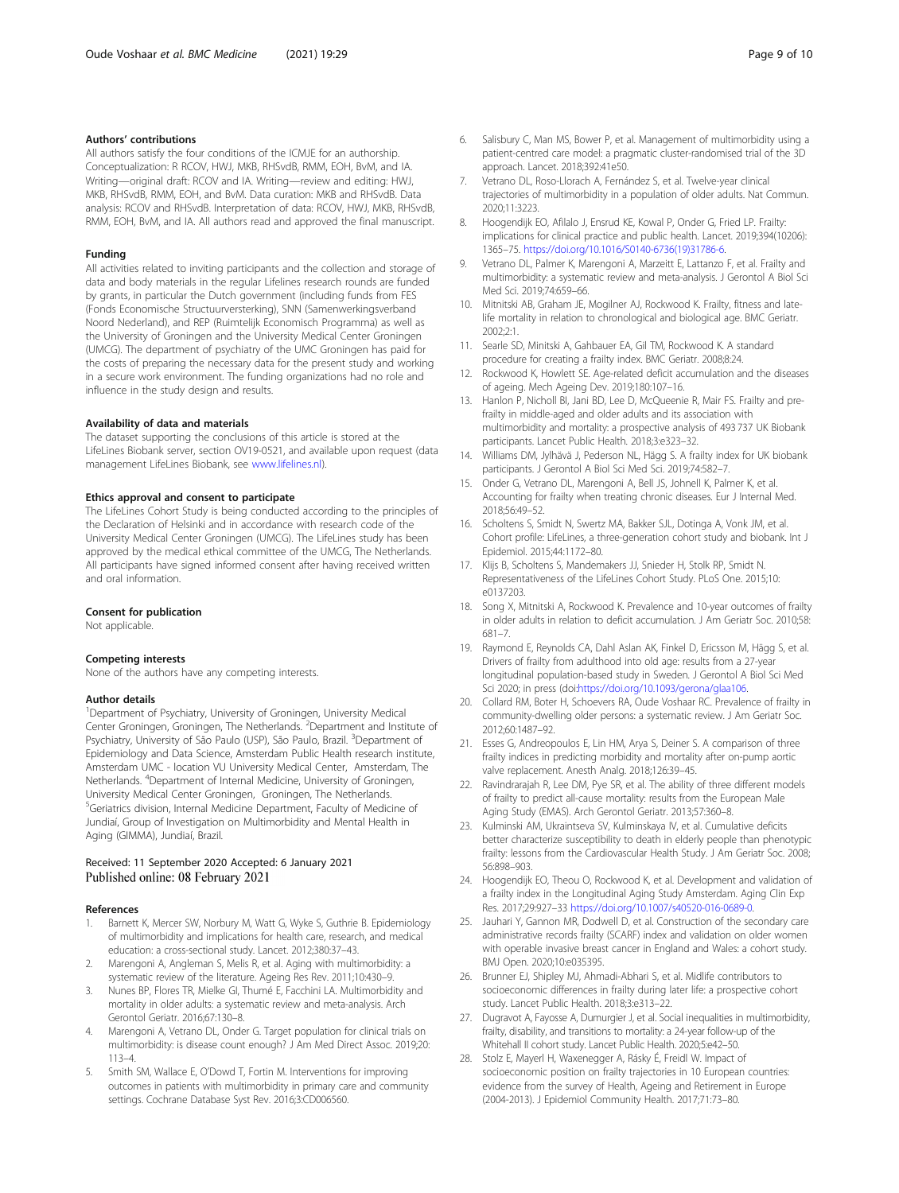### Authors' contributions

All authors satisfy the four conditions of the ICMJE for an authorship. Conceptualization: R RCOV, HWJ, MKB, RHSvdB, RMM, EOH, BvM, and IA. Writing—original draft: RCOV and IA. Writing—review and editing: HWJ, MKB, RHSvdB, RMM, EOH, and BvM. Data curation: MKB and RHSvdB. Data analysis: RCOV and RHSvdB. Interpretation of data: RCOV, HWJ, MKB, RHSvdB, RMM, EOH, BvM, and IA. All authors read and approved the final manuscript.

### Funding

All activities related to inviting participants and the collection and storage of data and body materials in the regular Lifelines research rounds are funded by grants, in particular the Dutch government (including funds from FES (Fonds Economische Structuurversterking), SNN (Samenwerkingsverband Noord Nederland), and REP (Ruimtelijk Economisch Programma) as well as the University of Groningen and the University Medical Center Groningen (UMCG). The department of psychiatry of the UMC Groningen has paid for the costs of preparing the necessary data for the present study and working in a secure work environment. The funding organizations had no role and influence in the study design and results.

### Availability of data and materials

The dataset supporting the conclusions of this article is stored at the LifeLines Biobank server, section OV19-0521, and available upon request (data management LifeLines Biobank, see www.lifelines.nl).

### Ethics approval and consent to participate

The LifeLines Cohort Study is being conducted according to the principles of the Declaration of Helsinki and in accordance with research code of the University Medical Center Groningen (UMCG). The LifeLines study has been approved by the medical ethical committee of the UMCG, The Netherlands. All participants have signed informed consent after having received written and oral information.

### Consent for publication

Not applicable.

### Competing interests

None of the authors have any competing interests.

### Author details

[1]Department of Psychiatry, University of Groningen, University Medical Center Groningen, Groningen, The Netherlands. [2]Department and Institute of Psychiatry, University of São Paulo (USP), São Paulo, Brazil. [3]Department of Epidemiology and Data Science, Amsterdam Public Health research institute, Amsterdam UMC - location VU University Medical Center, Amsterdam, The Netherlands. [4]Department of Internal Medicine, University of Groningen, University Medical Center Groningen, Groningen, The Netherlands. [5]Geriatrics division, Internal Medicine Department, Faculty of Medicine of Jundiaí, Group of Investigation on Multimorbidity and Mental Health in Aging (GIMMA), Jundiaí, Brazil.

Received: 11 September 2020 Accepted: 6 January 2021
Published online: 08 February 2021

### References

1. Barnett K, Mercer SW, Norbury M, Watt G, Wyke S, Guthrie B. Epidemiology of multimorbidity and implications for health care, research, and medical education: a cross-sectional study. Lancet. 2012;380:37–43.
2. Marengoni A, Angleman S, Melis R, et al. Aging with multimorbidity: a systematic review of the literature. Ageing Res Rev. 2011;10:430–9.
3. Nunes BP, Flores TR, Mielke GI, Thumé E, Facchini LA. Multimorbidity and mortality in older adults: a systematic review and meta-analysis. Arch Gerontol Geriatr. 2016;67:130–8.
4. Marengoni A, Vetrano DL, Onder G. Target population for clinical trials on multimorbidity: is disease count enough? J Am Med Direct Assoc. 2019;20:113–4.
5. Smith SM, Wallace E, O'Dowd T, Fortin M. Interventions for improving outcomes in patients with multimorbidity in primary care and community settings. Cochrane Database Syst Rev. 2016;3:CD006560.
6. Salisbury C, Man MS, Bower P, et al. Management of multimorbidity using a patient-centred care model: a pragmatic cluster-randomised trial of the 3D approach. Lancet. 2018;392:41e50.
7. Vetrano DL, Roso-Llorach A, Fernández S, et al. Twelve-year clinical trajectories of multimorbidity in a population of older adults. Nat Commun. 2020;11:3223.
8. Hoogendijk EO, Afilalo J, Ensrud KE, Kowal P, Onder G, Fried LP. Frailty: implications for clinical practice and public health. Lancet. 2019;394(10206):1365–75. https://doi.org/10.1016/S0140-6736(19)31786-6.
9. Vetrano DL, Palmer K, Marengoni A, Marzeitt E, Lattanzo F, et al. Frailty and multimorbidity: a systematic review and meta-analysis. J Gerontol A Biol Sci Med Sci. 2019;74:659–66.
10. Mitnitski AB, Graham JE, Mogilner AJ, Rockwood K. Frailty, fitness and late-life mortality in relation to chronological and biological age. BMC Geriatr. 2002;2:1.
11. Searle SD, Minitski A, Gahbauer EA, Gil TM, Rockwood K. A standard procedure for creating a frailty index. BMC Geriatr. 2008;8:24.
12. Rockwood K, Howlett SE. Age-related deficit accumulation and the diseases of ageing. Mech Ageing Dev. 2019;180:107–16.
13. Hanlon P, Nicholl BI, Jani BD, Lee D, McQueenie R, Mair FS. Frailty and pre-frailty in middle-aged and older adults and its association with multimorbidity and mortality: a prospective analysis of 493 737 UK Biobank participants. Lancet Public Health. 2018;3:e323–32.
14. Williams DM, Jylhävä J, Pederson NL, Hägg S. A frailty index for UK biobank participants. J Gerontol A Biol Sci Med Sci. 2019;74:582–7.
15. Onder G, Vetrano DL, Marengoni A, Bell JS, Johnell K, Palmer K, et al. Accounting for frailty when treating chronic diseases. Eur J Internal Med. 2018;56:49–52.
16. Scholtens S, Smidt N, Swertz MA, Bakker SJL, Dotinga A, Vonk JM, et al. Cohort profile: LifeLines, a three-generation cohort study and biobank. Int J Epidemiol. 2015;44:1172–80.
17. Klijs B, Scholtens S, Mandemakers JJ, Snieder H, Stolk RP, Smidt N. Representativeness of the LifeLines Cohort Study. PLoS One. 2015;10:e0137203.
18. Song X, Mitnitski A, Rockwood K. Prevalence and 10-year outcomes of frailty in older adults in relation to deficit accumulation. J Am Geriatr Soc. 2010;58:681–7.
19. Raymond E, Reynolds CA, Dahl Aslan AK, Finkel D, Ericsson M, Hägg S, et al. Drivers of frailty from adulthood into old age: results from a 27-year longitudinal population-based study in Sweden. J Gerontol A Biol Sci Med Sci 2020; in press (doi:https://doi.org/10.1093/gerona/glaa106.
20. Collard RM, Boter H, Schoevers RA, Oude Voshaar RC. Prevalence of frailty in community-dwelling older persons: a systematic review. J Am Geriatr Soc. 2012;60:1487–92.
21. Esses G, Andreopoulos E, Lin HM, Arya S, Deiner S. A comparison of three frailty indices in predicting morbidity and mortality after on-pump aortic valve replacement. Anesth Analg. 2018;126:39–45.
22. Ravindrarajah R, Lee DM, Pye SR, et al. The ability of three different models of frailty to predict all-cause mortality: results from the European Male Aging Study (EMAS). Arch Gerontol Geriatr. 2013;57:360–8.
23. Kulminski AM, Ukraintseva SV, Kulminskaya IV, et al. Cumulative deficits better characterize susceptibility to death in elderly people than phenotypic frailty: lessons from the Cardiovascular Health Study. J Am Geriatr Soc. 2008;56:898–903.
24. Hoogendijk EO, Theou O, Rockwood K, et al. Development and validation of a frailty index in the Longitudinal Aging Study Amsterdam. Aging Clin Exp Res. 2017;29:927–33 https://doi.org/10.1007/s40520-016-0689-0.
25. Jauhari Y, Gannon MR, Dodwell D, et al. Construction of the secondary care administrative records frailty (SCARF) index and validation on older women with operable invasive breast cancer in England and Wales: a cohort study. BMJ Open. 2020;10:e035395.
26. Brunner EJ, Shipley MJ, Ahmadi-Abhari S, et al. Midlife contributors to socioeconomic differences in frailty during later life: a prospective cohort study. Lancet Public Health. 2018;3:e313–22.
27. Dugravot A, Fayosse A, Dumurgier J, et al. Social inequalities in multimorbidity, frailty, disability, and transitions to mortality: a 24-year follow-up of the Whitehall II cohort study. Lancet Public Health. 2020;5:e42–50.
28. Stolz E, Mayerl H, Waxenegger A, Rásky É, Freidl W. Impact of socioeconomic position on frailty trajectories in 10 European countries: evidence from the survey of Health, Ageing and Retirement in Europe (2004-2013). J Epidemiol Community Health. 2017;71:73–80.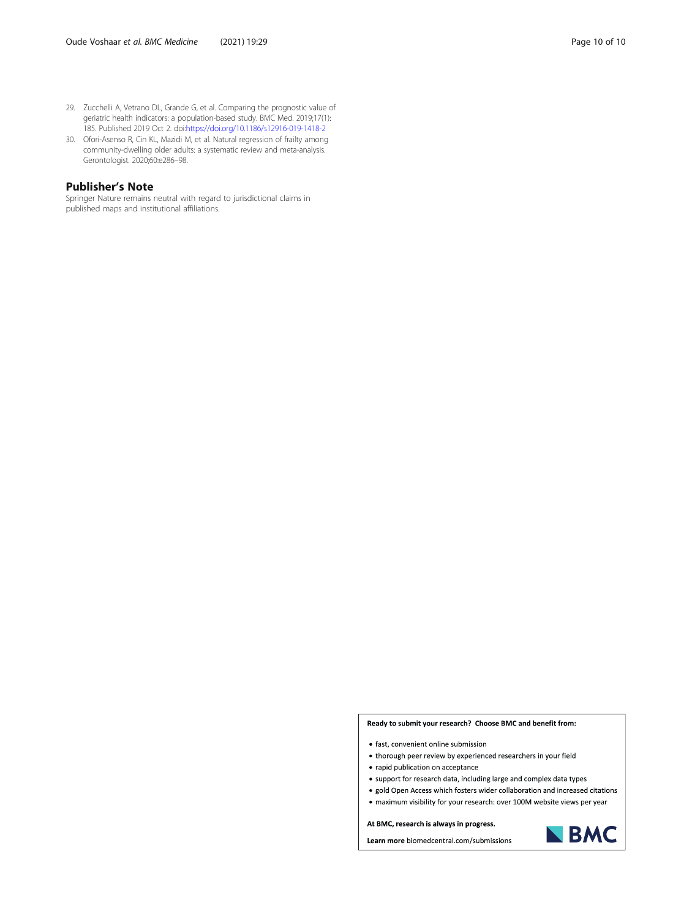29. Zucchelli A, Vetrano DL, Grande G, et al. Comparing the prognostic value of geriatric health indicators: a population-based study. BMC Med. 2019;17(1): 185. Published 2019 Oct 2. doi:https://doi.org/10.1186/s12916-019-1418-2
30. Ofori-Asenso R, Cin KL, Mazidi M, et al. Natural regression of frailty among community-dwelling older adults: a systematic review and meta-analysis. Gerontologist. 2020;60:e286–98.

## Publisher's Note

Springer Nature remains neutral with regard to jurisdictional claims in published maps and institutional affiliations.

**Ready to submit your research? Choose BMC and benefit from:**

- fast, convenient online submission
- thorough peer review by experienced researchers in your field
- rapid publication on acceptance
- support for research data, including large and complex data types
- gold Open Access which fosters wider collaboration and increased citations
- maximum visibility for your research: over 100M website views per year

**At BMC, research is always in progress.**

**Learn more** biomedcentral.com/submissions

BMC